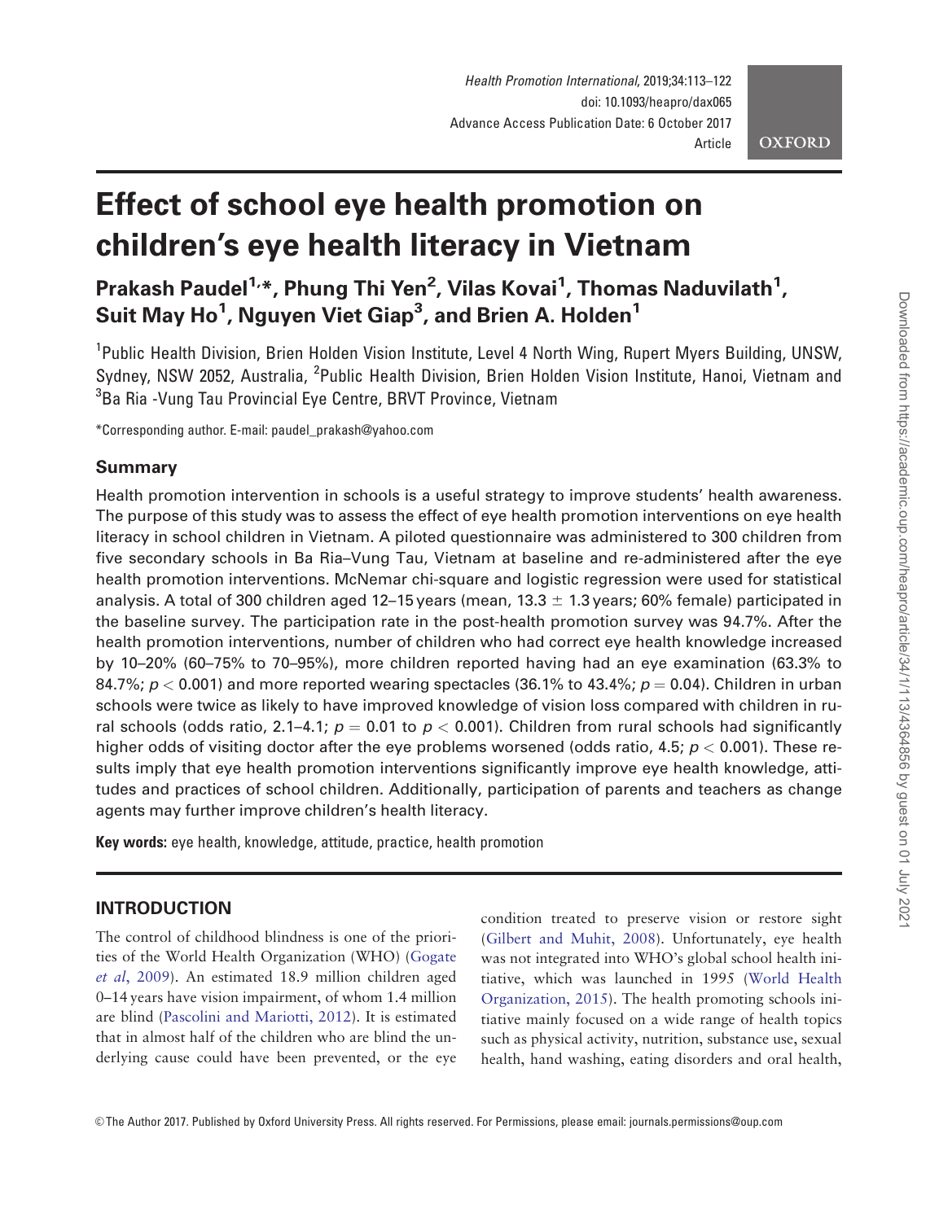# Effect of school eye health promotion on children's eye health literacy in Vietnam

**Prakash Paudel[1,*], Phung Thi Yen[2], Vilas Kovai[1], Thomas Naduvilath[1], Suit May Ho[1], Nguyen Viet Giap[3], and Brien A. Holden[1]**

[1]Public Health Division, Brien Holden Vision Institute, Level 4 North Wing, Rupert Myers Building, UNSW, Sydney, NSW 2052, Australia, [2]Public Health Division, Brien Holden Vision Institute, Hanoi, Vietnam and [3]Ba Ria -Vung Tau Provincial Eye Centre, BRVT Province, Vietnam

*Corresponding author. E-mail: paudel_prakash@yahoo.com

## Summary

Health promotion intervention in schools is a useful strategy to improve students' health awareness. The purpose of this study was to assess the effect of eye health promotion interventions on eye health literacy in school children in Vietnam. A piloted questionnaire was administered to 300 children from five secondary schools in Ba Ria–Vung Tau, Vietnam at baseline and re-administered after the eye health promotion interventions. McNemar chi-square and logistic regression were used for statistical analysis. A total of 300 children aged 12–15 years (mean, 13.3 ± 1.3 years; 60% female) participated in the baseline survey. The participation rate in the post-health promotion survey was 94.7%. After the health promotion interventions, number of children who had correct eye health knowledge increased by 10–20% (60–75% to 70–95%), more children reported having had an eye examination (63.3% to 84.7%; $p < 0.001$) and more reported wearing spectacles (36.1% to 43.4%; $p = 0.04$). Children in urban schools were twice as likely to have improved knowledge of vision loss compared with children in rural schools (odds ratio, 2.1–4.1; $p = 0.01$ to $p < 0.001$). Children from rural schools had significantly higher odds of visiting doctor after the eye problems worsened (odds ratio, 4.5; $p < 0.001$). These results imply that eye health promotion interventions significantly improve eye health knowledge, attitudes and practices of school children. Additionally, participation of parents and teachers as change agents may further improve children's health literacy.

**Key words:** eye health, knowledge, attitude, practice, health promotion

## INTRODUCTION

The control of childhood blindness is one of the priorities of the World Health Organization (WHO) (Gogate *et al*, 2009). An estimated 18.9 million children aged 0–14 years have vision impairment, of whom 1.4 million are blind (Pascolini and Mariotti, 2012). It is estimated that in almost half of the children who are blind the underlying cause could have been prevented, or the eye condition treated to preserve vision or restore sight (Gilbert and Muhit, 2008). Unfortunately, eye health was not integrated into WHO's global school health initiative, which was launched in 1995 (World Health Organization, 2015). The health promoting schools initiative mainly focused on a wide range of health topics such as physical activity, nutrition, substance use, sexual health, hand washing, eating disorders and oral health,

© The Author 2017. Published by Oxford University Press. All rights reserved. For Permissions, please email: journals.permissions@oup.com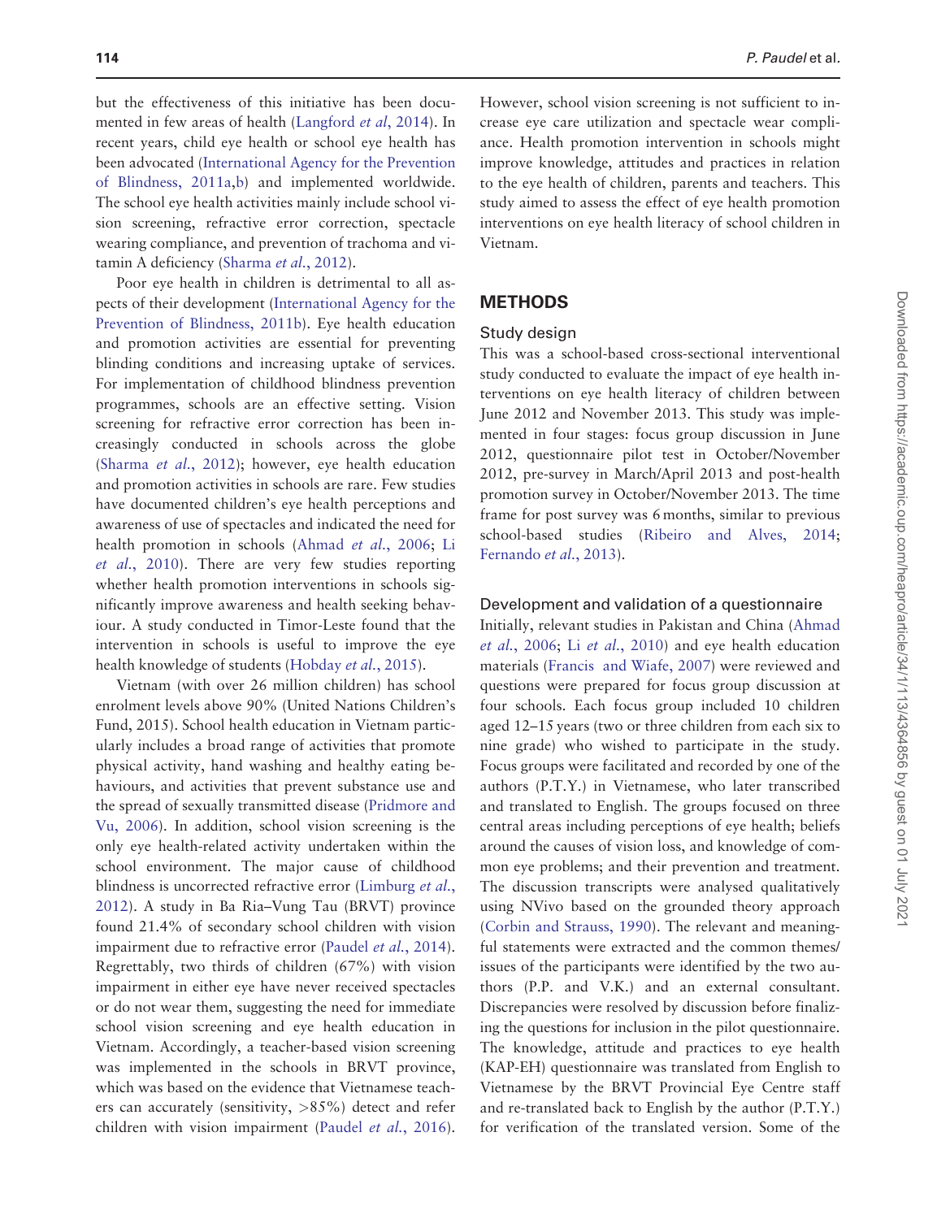but the effectiveness of this initiative has been documented in few areas of health (Langford *et al*, 2014). In recent years, child eye health or school eye health has been advocated (International Agency for the Prevention of Blindness, 2011a,b) and implemented worldwide. The school eye health activities mainly include school vision screening, refractive error correction, spectacle wearing compliance, and prevention of trachoma and vitamin A deficiency (Sharma *et al.*, 2012).

Poor eye health in children is detrimental to all aspects of their development (International Agency for the Prevention of Blindness, 2011b). Eye health education and promotion activities are essential for preventing blinding conditions and increasing uptake of services. For implementation of childhood blindness prevention programmes, schools are an effective setting. Vision screening for refractive error correction has been increasingly conducted in schools across the globe (Sharma *et al.*, 2012); however, eye health education and promotion activities in schools are rare. Few studies have documented children's eye health perceptions and awareness of use of spectacles and indicated the need for health promotion in schools (Ahmad *et al.*, 2006; Li *et al.*, 2010). There are very few studies reporting whether health promotion interventions in schools significantly improve awareness and health seeking behaviour. A study conducted in Timor-Leste found that the intervention in schools is useful to improve the eye health knowledge of students (Hobday *et al.*, 2015).

Vietnam (with over 26 million children) has school enrolment levels above 90% (United Nations Children's Fund, 2015). School health education in Vietnam particularly includes a broad range of activities that promote physical activity, hand washing and healthy eating behaviours, and activities that prevent substance use and the spread of sexually transmitted disease (Pridmore and Vu, 2006). In addition, school vision screening is the only eye health-related activity undertaken within the school environment. The major cause of childhood blindness is uncorrected refractive error (Limburg *et al.*, 2012). A study in Ba Ria–Vung Tau (BRVT) province found 21.4% of secondary school children with vision impairment due to refractive error (Paudel *et al.*, 2014). Regrettably, two thirds of children (67%) with vision impairment in either eye have never received spectacles or do not wear them, suggesting the need for immediate school vision screening and eye health education in Vietnam. Accordingly, a teacher-based vision screening was implemented in the schools in BRVT province, which was based on the evidence that Vietnamese teachers can accurately (sensitivity, >85%) detect and refer children with vision impairment (Paudel *et al.*, 2016). However, school vision screening is not sufficient to increase eye care utilization and spectacle wear compliance. Health promotion intervention in schools might improve knowledge, attitudes and practices in relation to the eye health of children, parents and teachers. This study aimed to assess the effect of eye health promotion interventions on eye health literacy of school children in Vietnam.

## METHODS

### Study design

This was a school-based cross-sectional interventional study conducted to evaluate the impact of eye health interventions on eye health literacy of children between June 2012 and November 2013. This study was implemented in four stages: focus group discussion in June 2012, questionnaire pilot test in October/November 2012, pre-survey in March/April 2013 and post-health promotion survey in October/November 2013. The time frame for post survey was 6 months, similar to previous school-based studies (Ribeiro and Alves, 2014; Fernando *et al.*, 2013).

### Development and validation of a questionnaire

Initially, relevant studies in Pakistan and China (Ahmad *et al.*, 2006; Li *et al.*, 2010) and eye health education materials (Francis and Wiafe, 2007) were reviewed and questions were prepared for focus group discussion at four schools. Each focus group included 10 children aged 12–15 years (two or three children from each six to nine grade) who wished to participate in the study. Focus groups were facilitated and recorded by one of the authors (P.T.Y.) in Vietnamese, who later transcribed and translated to English. The groups focused on three central areas including perceptions of eye health; beliefs around the causes of vision loss, and knowledge of common eye problems; and their prevention and treatment. The discussion transcripts were analysed qualitatively using NVivo based on the grounded theory approach (Corbin and Strauss, 1990). The relevant and meaningful statements were extracted and the common themes/issues of the participants were identified by the two authors (P.P. and V.K.) and an external consultant. Discrepancies were resolved by discussion before finalizing the questions for inclusion in the pilot questionnaire. The knowledge, attitude and practices to eye health (KAP-EH) questionnaire was translated from English to Vietnamese by the BRVT Provincial Eye Centre staff and re-translated back to English by the author (P.T.Y.) for verification of the translated version. Some of the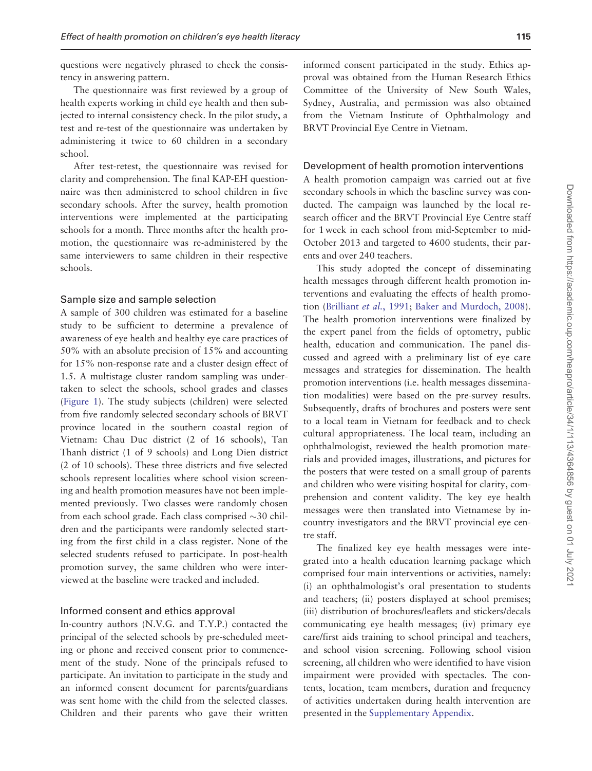questions were negatively phrased to check the consistency in answering pattern.

The questionnaire was first reviewed by a group of health experts working in child eye health and then subjected to internal consistency check. In the pilot study, a test and re-test of the questionnaire was undertaken by administering it twice to 60 children in a secondary school.

After test-retest, the questionnaire was revised for clarity and comprehension. The final KAP-EH questionnaire was then administered to school children in five secondary schools. After the survey, health promotion interventions were implemented at the participating schools for a month. Three months after the health promotion, the questionnaire was re-administered by the same interviewers to same children in their respective schools.

### Sample size and sample selection

A sample of 300 children was estimated for a baseline study to be sufficient to determine a prevalence of awareness of eye health and healthy eye care practices of 50% with an absolute precision of 15% and accounting for 15% non-response rate and a cluster design effect of 1.5. A multistage cluster random sampling was undertaken to select the schools, school grades and classes (Figure 1). The study subjects (children) were selected from five randomly selected secondary schools of BRVT province located in the southern coastal region of Vietnam: Chau Duc district (2 of 16 schools), Tan Thanh district (1 of 9 schools) and Long Dien district (2 of 10 schools). These three districts and five selected schools represent localities where school vision screening and health promotion measures have not been implemented previously. Two classes were randomly chosen from each school grade. Each class comprised ~30 children and the participants were randomly selected starting from the first child in a class register. None of the selected students refused to participate. In post-health promotion survey, the same children who were interviewed at the baseline were tracked and included.

### Informed consent and ethics approval

In-country authors (N.V.G. and T.Y.P.) contacted the principal of the selected schools by pre-scheduled meeting or phone and received consent prior to commencement of the study. None of the principals refused to participate. An invitation to participate in the study and an informed consent document for parents/guardians was sent home with the child from the selected classes. Children and their parents who gave their written informed consent participated in the study. Ethics approval was obtained from the Human Research Ethics Committee of the University of New South Wales, Sydney, Australia, and permission was also obtained from the Vietnam Institute of Ophthalmology and BRVT Provincial Eye Centre in Vietnam.

### Development of health promotion interventions

A health promotion campaign was carried out at five secondary schools in which the baseline survey was conducted. The campaign was launched by the local research officer and the BRVT Provincial Eye Centre staff for 1 week in each school from mid-September to mid-October 2013 and targeted to 4600 students, their parents and over 240 teachers.

This study adopted the concept of disseminating health messages through different health promotion interventions and evaluating the effects of health promotion (Brilliant *et al.*, 1991; Baker and Murdoch, 2008). The health promotion interventions were finalized by the expert panel from the fields of optometry, public health, education and communication. The panel discussed and agreed with a preliminary list of eye care messages and strategies for dissemination. The health promotion interventions (i.e. health messages dissemination modalities) were based on the pre-survey results. Subsequently, drafts of brochures and posters were sent to a local team in Vietnam for feedback and to check cultural appropriateness. The local team, including an ophthalmologist, reviewed the health promotion materials and provided images, illustrations, and pictures for the posters that were tested on a small group of parents and children who were visiting hospital for clarity, comprehension and content validity. The key eye health messages were then translated into Vietnamese by in-country investigators and the BRVT provincial eye centre staff.

The finalized key eye health messages were integrated into a health education learning package which comprised four main interventions or activities, namely: (i) an ophthalmologist's oral presentation to students and teachers; (ii) posters displayed at school premises; (iii) distribution of brochures/leaflets and stickers/decals communicating eye health messages; (iv) primary eye care/first aids training to school principal and teachers, and school vision screening. Following school vision screening, all children who were identified to have vision impairment were provided with spectacles. The contents, location, team members, duration and frequency of activities undertaken during health intervention are presented in the Supplementary Appendix.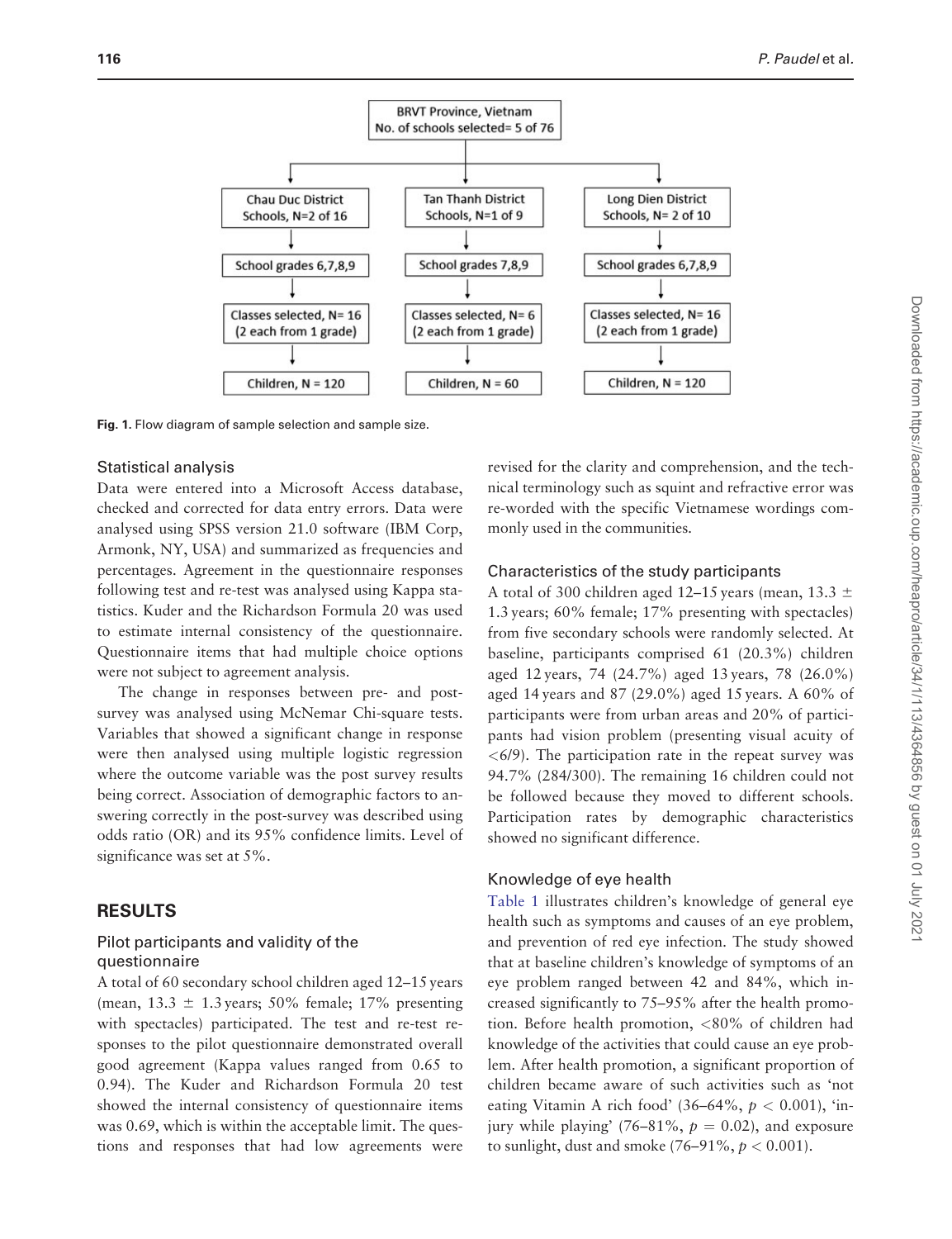BRVT Province, Vietnam
No. of schools selected= 5 of 76

| Chau Duc District Schools, N=2 of 16 | Tan Thanh District Schools, N=1 of 9 | Long Dien District Schools, N= 2 of 10 |
|---|---|---|
| School grades 6,7,8,9 | School grades 7,8,9 | School grades 6,7,8,9 |
| Classes selected, N= 16 (2 each from 1 grade) | Classes selected, N= 6 (2 each from 1 grade) | Classes selected, N= 16 (2 each from 1 grade) |
| Children, N = 120 | Children, N = 60 | Children, N = 120 |

**Fig. 1.** Flow diagram of sample selection and sample size.

### Statistical analysis

Data were entered into a Microsoft Access database, checked and corrected for data entry errors. Data were analysed using SPSS version 21.0 software (IBM Corp, Armonk, NY, USA) and summarized as frequencies and percentages. Agreement in the questionnaire responses following test and re-test was analysed using Kappa statistics. Kuder and the Richardson Formula 20 was used to estimate internal consistency of the questionnaire. Questionnaire items that had multiple choice options were not subject to agreement analysis.

The change in responses between pre- and post-survey was analysed using McNemar Chi-square tests. Variables that showed a significant change in response were then analysed using multiple logistic regression where the outcome variable was the post survey results being correct. Association of demographic factors to answering correctly in the post-survey was described using odds ratio (OR) and its 95% confidence limits. Level of significance was set at 5%.

## RESULTS

### Pilot participants and validity of the questionnaire

A total of 60 secondary school children aged 12–15 years (mean, 13.3 ± 1.3 years; 50% female; 17% presenting with spectacles) participated. The test and re-test responses to the pilot questionnaire demonstrated overall good agreement (Kappa values ranged from 0.65 to 0.94). The Kuder and Richardson Formula 20 test showed the internal consistency of questionnaire items was 0.69, which is within the acceptable limit. The questions and responses that had low agreements were revised for the clarity and comprehension, and the technical terminology such as squint and refractive error was re-worded with the specific Vietnamese wordings commonly used in the communities.

### Characteristics of the study participants

A total of 300 children aged 12–15 years (mean, 13.3 ± 1.3 years; 60% female; 17% presenting with spectacles) from five secondary schools were randomly selected. At baseline, participants comprised 61 (20.3%) children aged 12 years, 74 (24.7%) aged 13 years, 78 (26.0%) aged 14 years and 87 (29.0%) aged 15 years. A 60% of participants were from urban areas and 20% of participants had vision problem (presenting visual acuity of <6/9). The participation rate in the repeat survey was 94.7% (284/300). The remaining 16 children could not be followed because they moved to different schools. Participation rates by demographic characteristics showed no significant difference.

### Knowledge of eye health

Table 1 illustrates children's knowledge of general eye health such as symptoms and causes of an eye problem, and prevention of red eye infection. The study showed that at baseline children's knowledge of symptoms of an eye problem ranged between 42 and 84%, which increased significantly to 75–95% after the health promotion. Before health promotion, <80% of children had knowledge of the activities that could cause an eye problem. After health promotion, a significant proportion of children became aware of such activities such as 'not eating Vitamin A rich food' (36–64%, $p < 0.001$), 'injury while playing' (76–81%, $p = 0.02$), and exposure to sunlight, dust and smoke (76–91%, $p < 0.001$).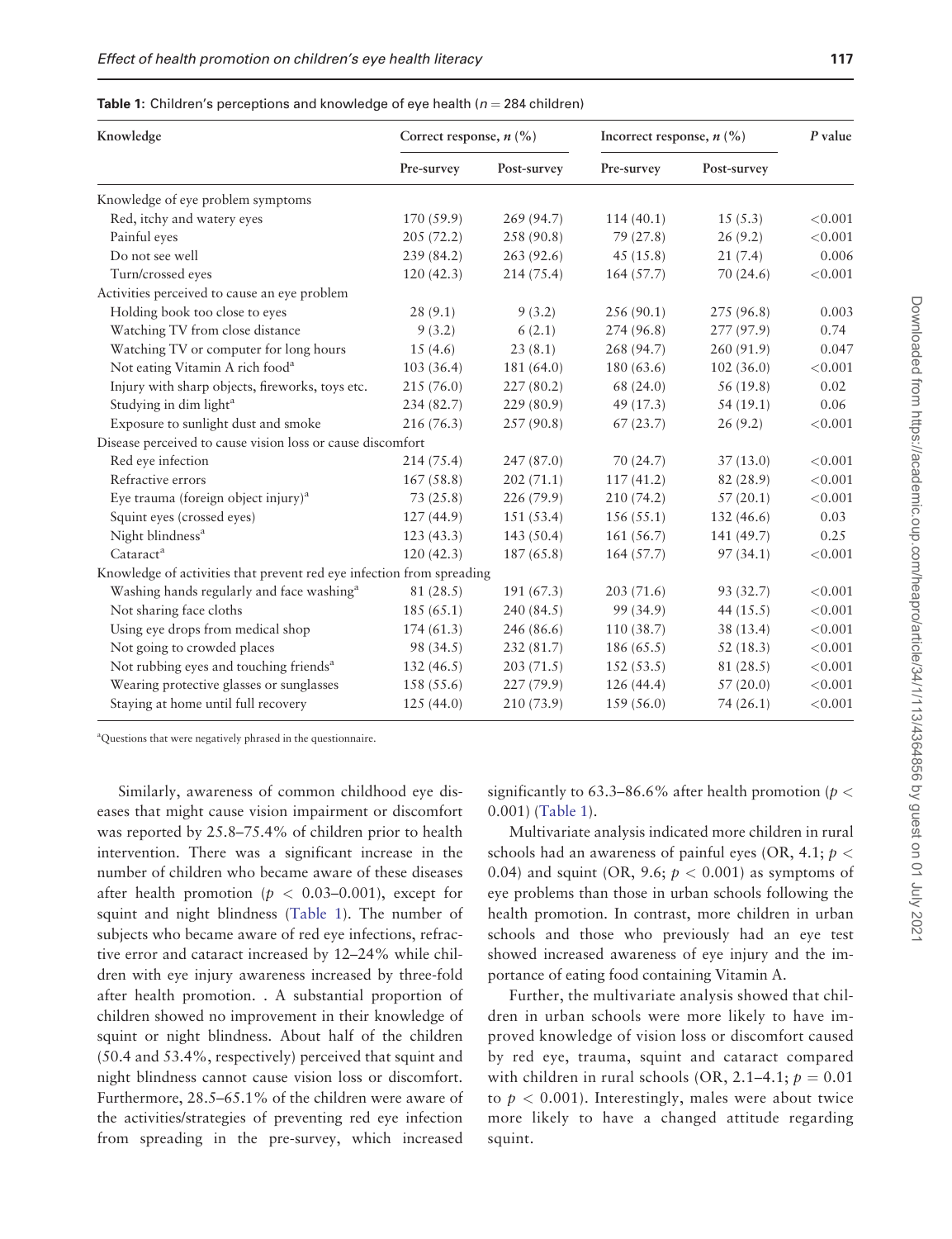**Table 1:** Children's perceptions and knowledge of eye health ($n = 284$ children)

| Knowledge | Correct response, *n* (%) | | Incorrect response, *n* (%) | | *P* value |
|---|---|---|---|---|---|
| | Pre-survey | Post-survey | Pre-survey | Post-survey | |
| Knowledge of eye problem symptoms | | | | | |
| Red, itchy and watery eyes | 170 (59.9) | 269 (94.7) | 114 (40.1) | 15 (5.3) | <0.001 |
| Painful eyes | 205 (72.2) | 258 (90.8) | 79 (27.8) | 26 (9.2) | <0.001 |
| Do not see well | 239 (84.2) | 263 (92.6) | 45 (15.8) | 21 (7.4) | 0.006 |
| Turn/crossed eyes | 120 (42.3) | 214 (75.4) | 164 (57.7) | 70 (24.6) | <0.001 |
| Activities perceived to cause an eye problem | | | | | |
| Holding book too close to eyes | 28 (9.1) | 9 (3.2) | 256 (90.1) | 275 (96.8) | 0.003 |
| Watching TV from close distance | 9 (3.2) | 6 (2.1) | 274 (96.8) | 277 (97.9) | 0.74 |
| Watching TV or computer for long hours | 15 (4.6) | 23 (8.1) | 268 (94.7) | 260 (91.9) | 0.047 |
| Not eating Vitamin A rich food[a] | 103 (36.4) | 181 (64.0) | 180 (63.6) | 102 (36.0) | <0.001 |
| Injury with sharp objects, fireworks, toys etc. | 215 (76.0) | 227 (80.2) | 68 (24.0) | 56 (19.8) | 0.02 |
| Studying in dim light[a] | 234 (82.7) | 229 (80.9) | 49 (17.3) | 54 (19.1) | 0.06 |
| Exposure to sunlight dust and smoke | 216 (76.3) | 257 (90.8) | 67 (23.7) | 26 (9.2) | <0.001 |
| Disease perceived to cause vision loss or cause discomfort | | | | | |
| Red eye infection | 214 (75.4) | 247 (87.0) | 70 (24.7) | 37 (13.0) | <0.001 |
| Refractive errors | 167 (58.8) | 202 (71.1) | 117 (41.2) | 82 (28.9) | <0.001 |
| Eye trauma (foreign object injury)[a] | 73 (25.8) | 226 (79.9) | 210 (74.2) | 57 (20.1) | <0.001 |
| Squint eyes (crossed eyes) | 127 (44.9) | 151 (53.4) | 156 (55.1) | 132 (46.6) | 0.03 |
| Night blindness[a] | 123 (43.3) | 143 (50.4) | 161 (56.7) | 141 (49.7) | 0.25 |
| Cataract[a] | 120 (42.3) | 187 (65.8) | 164 (57.7) | 97 (34.1) | <0.001 |
| Knowledge of activities that prevent red eye infection from spreading | | | | | |
| Washing hands regularly and face washing[a] | 81 (28.5) | 191 (67.3) | 203 (71.6) | 93 (32.7) | <0.001 |
| Not sharing face cloths | 185 (65.1) | 240 (84.5) | 99 (34.9) | 44 (15.5) | <0.001 |
| Using eye drops from medical shop | 174 (61.3) | 246 (86.6) | 110 (38.7) | 38 (13.4) | <0.001 |
| Not going to crowded places | 98 (34.5) | 232 (81.7) | 186 (65.5) | 52 (18.3) | <0.001 |
| Not rubbing eyes and touching friends[a] | 132 (46.5) | 203 (71.5) | 152 (53.5) | 81 (28.5) | <0.001 |
| Wearing protective glasses or sunglasses | 158 (55.6) | 227 (79.9) | 126 (44.4) | 57 (20.0) | <0.001 |
| Staying at home until full recovery | 125 (44.0) | 210 (73.9) | 159 (56.0) | 74 (26.1) | <0.001 |

[a]Questions that were negatively phrased in the questionnaire.

Similarly, awareness of common childhood eye diseases that might cause vision impairment or discomfort was reported by 25.8–75.4% of children prior to health intervention. There was a significant increase in the number of children who became aware of these diseases after health promotion ($p < 0.03$–$0.001$), except for squint and night blindness (Table 1). The number of subjects who became aware of red eye infections, refractive error and cataract increased by 12–24% while children with eye injury awareness increased by three-fold after health promotion. . A substantial proportion of children showed no improvement in their knowledge of squint or night blindness. About half of the children (50.4 and 53.4%, respectively) perceived that squint and night blindness cannot cause vision loss or discomfort. Furthermore, 28.5–65.1% of the children were aware of the activities/strategies of preventing red eye infection from spreading in the pre-survey, which increased significantly to 63.3–86.6% after health promotion ($p < 0.001$) (Table 1).

Multivariate analysis indicated more children in rural schools had an awareness of painful eyes (OR, 4.1; $p < 0.04$) and squint (OR, 9.6; $p < 0.001$) as symptoms of eye problems than those in urban schools following the health promotion. In contrast, more children in urban schools and those who previously had an eye test showed increased awareness of eye injury and the importance of eating food containing Vitamin A.

Further, the multivariate analysis showed that children in urban schools were more likely to have improved knowledge of vision loss or discomfort caused by red eye, trauma, squint and cataract compared with children in rural schools (OR, 2.1–4.1; $p = 0.01$ to $p < 0.001$). Interestingly, males were about twice more likely to have a changed attitude regarding squint.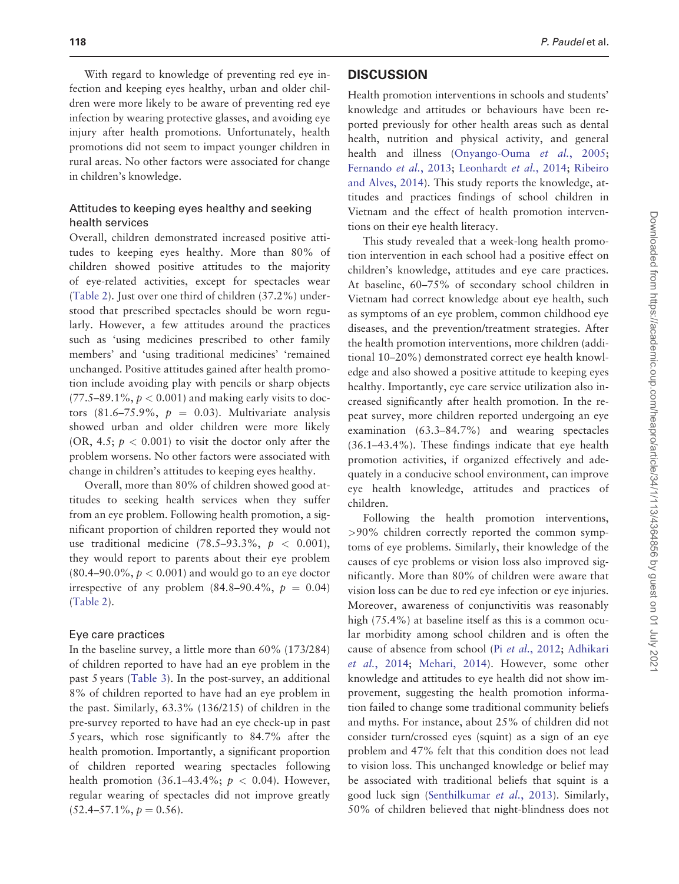With regard to knowledge of preventing red eye infection and keeping eyes healthy, urban and older children were more likely to be aware of preventing red eye infection by wearing protective glasses, and avoiding eye injury after health promotions. Unfortunately, health promotions did not seem to impact younger children in rural areas. No other factors were associated for change in children's knowledge.

### Attitudes to keeping eyes healthy and seeking health services

Overall, children demonstrated increased positive attitudes to keeping eyes healthy. More than 80% of children showed positive attitudes to the majority of eye-related activities, except for spectacles wear (Table 2). Just over one third of children (37.2%) understood that prescribed spectacles should be worn regularly. However, a few attitudes around the practices such as 'using medicines prescribed to other family members' and 'using traditional medicines' 'remained unchanged. Positive attitudes gained after health promotion include avoiding play with pencils or sharp objects (77.5–89.1%, $p < 0.001$) and making early visits to doctors (81.6–75.9%, $p = 0.03$). Multivariate analysis showed urban and older children were more likely (OR, 4.5; $p < 0.001$) to visit the doctor only after the problem worsens. No other factors were associated with change in children's attitudes to keeping eyes healthy.

Overall, more than 80% of children showed good attitudes to seeking health services when they suffer from an eye problem. Following health promotion, a significant proportion of children reported they would not use traditional medicine (78.5–93.3%, $p < 0.001$), they would report to parents about their eye problem (80.4–90.0%, $p < 0.001$) and would go to an eye doctor irrespective of any problem (84.8–90.4%, $p = 0.04$) (Table 2).

### Eye care practices

In the baseline survey, a little more than 60% (173/284) of children reported to have had an eye problem in the past 5 years (Table 3). In the post-survey, an additional 8% of children reported to have had an eye problem in the past. Similarly, 63.3% (136/215) of children in the pre-survey reported to have had an eye check-up in past 5 years, which rose significantly to 84.7% after the health promotion. Importantly, a significant proportion of children reported wearing spectacles following health promotion (36.1–43.4%; $p < 0.04$). However, regular wearing of spectacles did not improve greatly (52.4–57.1%, $p = 0.56$).

## DISCUSSION

Health promotion interventions in schools and students' knowledge and attitudes or behaviours have been reported previously for other health areas such as dental health, nutrition and physical activity, and general health and illness (Onyango-Ouma *et al.*, 2005; Fernando *et al.*, 2013; Leonhardt *et al.*, 2014; Ribeiro and Alves, 2014). This study reports the knowledge, attitudes and practices findings of school children in Vietnam and the effect of health promotion interventions on their eye health literacy.

This study revealed that a week-long health promotion intervention in each school had a positive effect on children's knowledge, attitudes and eye care practices. At baseline, 60–75% of secondary school children in Vietnam had correct knowledge about eye health, such as symptoms of an eye problem, common childhood eye diseases, and the prevention/treatment strategies. After the health promotion interventions, more children (additional 10–20%) demonstrated correct eye health knowledge and also showed a positive attitude to keeping eyes healthy. Importantly, eye care service utilization also increased significantly after health promotion. In the repeat survey, more children reported undergoing an eye examination (63.3–84.7%) and wearing spectacles (36.1–43.4%). These findings indicate that eye health promotion activities, if organized effectively and adequately in a conducive school environment, can improve eye health knowledge, attitudes and practices of children.

Following the health promotion interventions, >90% children correctly reported the common symptoms of eye problems. Similarly, their knowledge of the causes of eye problems or vision loss also improved significantly. More than 80% of children were aware that vision loss can be due to red eye infection or eye injuries. Moreover, awareness of conjunctivitis was reasonably high (75.4%) at baseline itself as this is a common ocular morbidity among school children and is often the cause of absence from school (Pi *et al.*, 2012; Adhikari *et al.*, 2014; Mehari, 2014). However, some other knowledge and attitudes to eye health did not show improvement, suggesting the health promotion information failed to change some traditional community beliefs and myths. For instance, about 25% of children did not consider turn/crossed eyes (squint) as a sign of an eye problem and 47% felt that this condition does not lead to vision loss. This unchanged knowledge or belief may be associated with traditional beliefs that squint is a good luck sign (Senthilkumar *et al.*, 2013). Similarly, 50% of children believed that night-blindness does not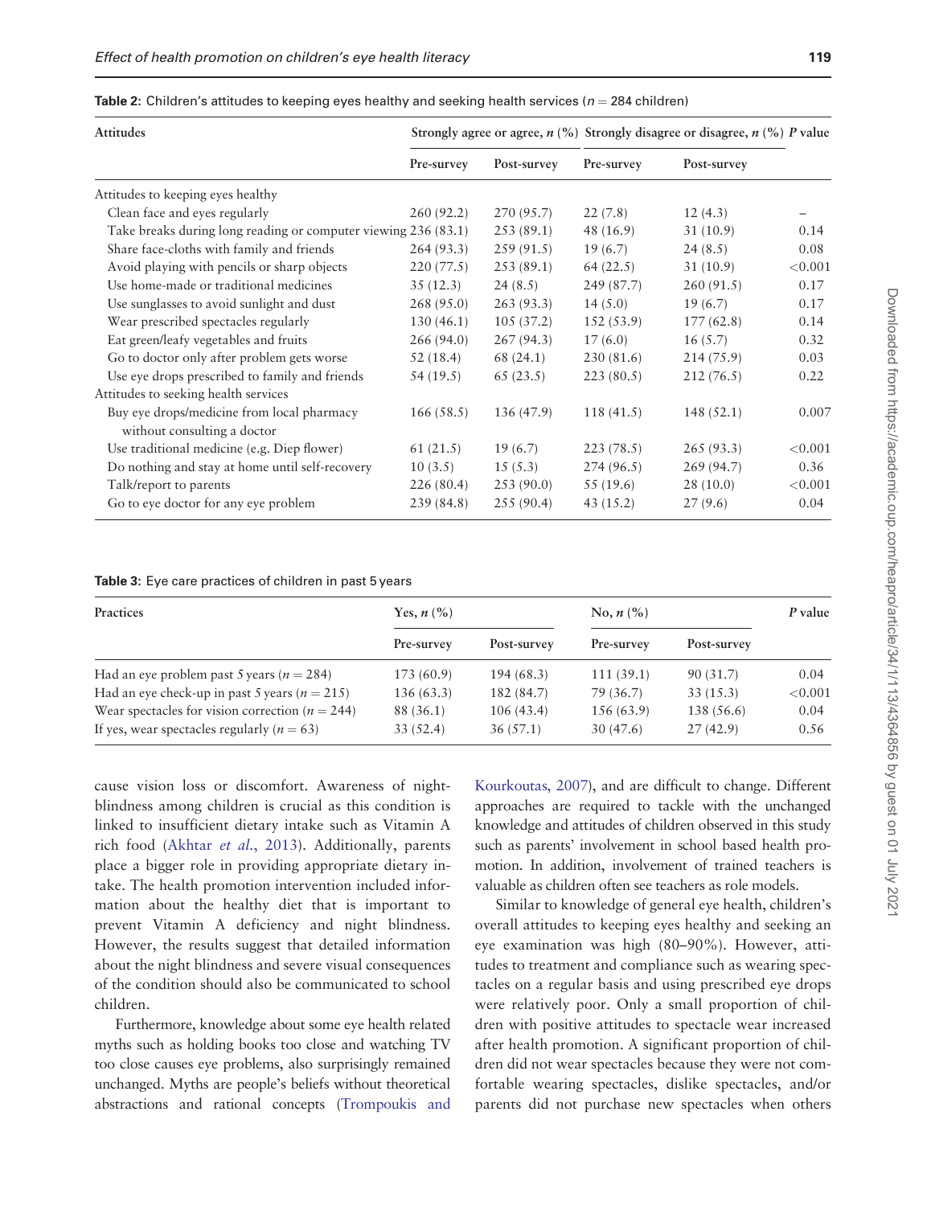**Table 2:** Children's attitudes to keeping eyes healthy and seeking health services ($n = 284$ children)

| Attitudes | Strongly agree or agree, *n* (%) | | Strongly disagree or disagree, *n* (%) | | *P* value |
|---|---|---|---|---|---|
| | Pre-survey | Post-survey | Pre-survey | Post-survey | |
| Attitudes to keeping eyes healthy | | | | | |
| Clean face and eyes regularly | 260 (92.2) | 270 (95.7) | 22 (7.8) | 12 (4.3) | – |
| Take breaks during long reading or computer viewing | 236 (83.1) | 253 (89.1) | 48 (16.9) | 31 (10.9) | 0.14 |
| Share face-cloths with family and friends | 264 (93.3) | 259 (91.5) | 19 (6.7) | 24 (8.5) | 0.08 |
| Avoid playing with pencils or sharp objects | 220 (77.5) | 253 (89.1) | 64 (22.5) | 31 (10.9) | <0.001 |
| Use home-made or traditional medicines | 35 (12.3) | 24 (8.5) | 249 (87.7) | 260 (91.5) | 0.17 |
| Use sunglasses to avoid sunlight and dust | 268 (95.0) | 263 (93.3) | 14 (5.0) | 19 (6.7) | 0.17 |
| Wear prescribed spectacles regularly | 130 (46.1) | 105 (37.2) | 152 (53.9) | 177 (62.8) | 0.14 |
| Eat green/leafy vegetables and fruits | 266 (94.0) | 267 (94.3) | 17 (6.0) | 16 (5.7) | 0.32 |
| Go to doctor only after problem gets worse | 52 (18.4) | 68 (24.1) | 230 (81.6) | 214 (75.9) | 0.03 |
| Use eye drops prescribed to family and friends | 54 (19.5) | 65 (23.5) | 223 (80.5) | 212 (76.5) | 0.22 |
| Attitudes to seeking health services | | | | | |
| Buy eye drops/medicine from local pharmacy without consulting a doctor | 166 (58.5) | 136 (47.9) | 118 (41.5) | 148 (52.1) | 0.007 |
| Use traditional medicine (e.g. Diep flower) | 61 (21.5) | 19 (6.7) | 223 (78.5) | 265 (93.3) | <0.001 |
| Do nothing and stay at home until self-recovery | 10 (3.5) | 15 (5.3) | 274 (96.5) | 269 (94.7) | 0.36 |
| Talk/report to parents | 226 (80.4) | 253 (90.0) | 55 (19.6) | 28 (10.0) | <0.001 |
| Go to eye doctor for any eye problem | 239 (84.8) | 255 (90.4) | 43 (15.2) | 27 (9.6) | 0.04 |

**Table 3:** Eye care practices of children in past 5 years

| Practices | Yes, *n* (%) | | No, *n* (%) | | *P* value |
|---|---|---|---|---|---|
| | Pre-survey | Post-survey | Pre-survey | Post-survey | |
| Had an eye problem past 5 years ($n = 284$) | 173 (60.9) | 194 (68.3) | 111 (39.1) | 90 (31.7) | 0.04 |
| Had an eye check-up in past 5 years ($n = 215$) | 136 (63.3) | 182 (84.7) | 79 (36.7) | 33 (15.3) | <0.001 |
| Wear spectacles for vision correction ($n = 244$) | 88 (36.1) | 106 (43.4) | 156 (63.9) | 138 (56.6) | 0.04 |
| If yes, wear spectacles regularly ($n = 63$) | 33 (52.4) | 36 (57.1) | 30 (47.6) | 27 (42.9) | 0.56 |

cause vision loss or discomfort. Awareness of night-blindness among children is crucial as this condition is linked to insufficient dietary intake such as Vitamin A rich food (Akhtar *et al.*, 2013). Additionally, parents place a bigger role in providing appropriate dietary intake. The health promotion intervention included information about the healthy diet that is important to prevent Vitamin A deficiency and night blindness. However, the results suggest that detailed information about the night blindness and severe visual consequences of the condition should also be communicated to school children.

Furthermore, knowledge about some eye health related myths such as holding books too close and watching TV too close causes eye problems, also surprisingly remained unchanged. Myths are people's beliefs without theoretical abstractions and rational concepts (Trompoukis and Kourkoutas, 2007), and are difficult to change. Different approaches are required to tackle with the unchanged knowledge and attitudes of children observed in this study such as parents' involvement in school based health promotion. In addition, involvement of trained teachers is valuable as children often see teachers as role models.

Similar to knowledge of general eye health, children's overall attitudes to keeping eyes healthy and seeking an eye examination was high (80–90%). However, attitudes to treatment and compliance such as wearing spectacles on a regular basis and using prescribed eye drops were relatively poor. Only a small proportion of children with positive attitudes to spectacle wear increased after health promotion. A significant proportion of children did not wear spectacles because they were not comfortable wearing spectacles, dislike spectacles, and/or parents did not purchase new spectacles when others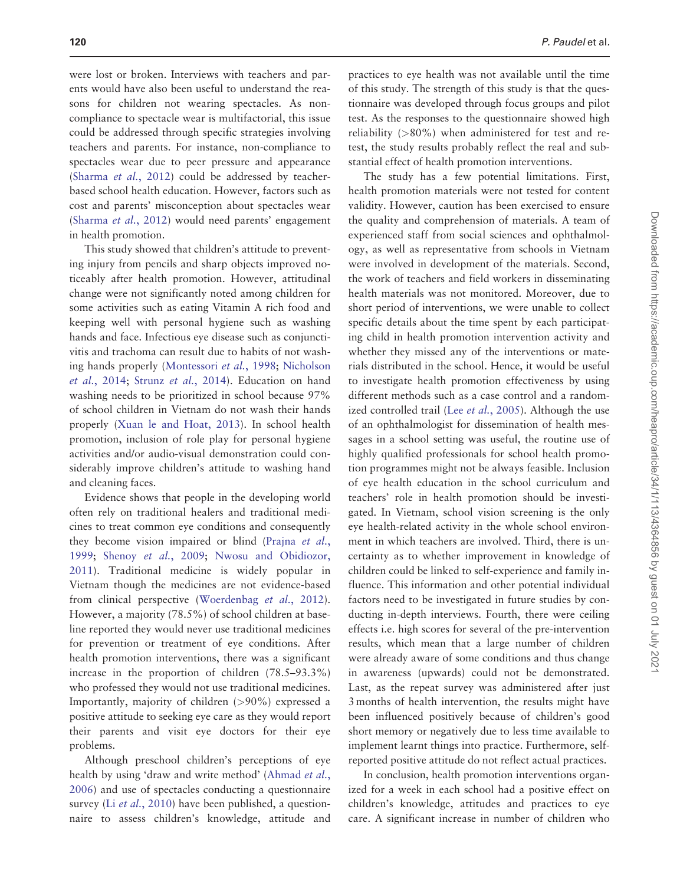were lost or broken. Interviews with teachers and parents would have also been useful to understand the reasons for children not wearing spectacles. As non-compliance to spectacle wear is multifactorial, this issue could be addressed through specific strategies involving teachers and parents. For instance, non-compliance to spectacles wear due to peer pressure and appearance (Sharma *et al.*, 2012) could be addressed by teacher-based school health education. However, factors such as cost and parents' misconception about spectacles wear (Sharma *et al.*, 2012) would need parents' engagement in health promotion.

This study showed that children's attitude to preventing injury from pencils and sharp objects improved noticeably after health promotion. However, attitudinal change were not significantly noted among children for some activities such as eating Vitamin A rich food and keeping well with personal hygiene such as washing hands and face. Infectious eye disease such as conjunctivitis and trachoma can result due to habits of not washing hands properly (Montessori *et al.*, 1998; Nicholson *et al.*, 2014; Strunz *et al.*, 2014). Education on hand washing needs to be prioritized in school because 97% of school children in Vietnam do not wash their hands properly (Xuan le and Hoat, 2013). In school health promotion, inclusion of role play for personal hygiene activities and/or audio-visual demonstration could considerably improve children's attitude to washing hand and cleaning faces.

Evidence shows that people in the developing world often rely on traditional healers and traditional medicines to treat common eye conditions and consequently they become vision impaired or blind (Prajna *et al.*, 1999; Shenoy *et al.*, 2009; Nwosu and Obidiozor, 2011). Traditional medicine is widely popular in Vietnam though the medicines are not evidence-based from clinical perspective (Woerdenbag *et al.*, 2012). However, a majority (78.5%) of school children at baseline reported they would never use traditional medicines for prevention or treatment of eye conditions. After health promotion interventions, there was a significant increase in the proportion of children (78.5–93.3%) who professed they would not use traditional medicines. Importantly, majority of children (>90%) expressed a positive attitude to seeking eye care as they would report their parents and visit eye doctors for their eye problems.

Although preschool children's perceptions of eye health by using 'draw and write method' (Ahmad *et al.*, 2006) and use of spectacles conducting a questionnaire survey (Li *et al.*, 2010) have been published, a questionnaire to assess children's knowledge, attitude and practices to eye health was not available until the time of this study. The strength of this study is that the questionnaire was developed through focus groups and pilot test. As the responses to the questionnaire showed high reliability (>80%) when administered for test and re-test, the study results probably reflect the real and substantial effect of health promotion interventions.

The study has a few potential limitations. First, health promotion materials were not tested for content validity. However, caution has been exercised to ensure the quality and comprehension of materials. A team of experienced staff from social sciences and ophthalmology, as well as representative from schools in Vietnam were involved in development of the materials. Second, the work of teachers and field workers in disseminating health materials was not monitored. Moreover, due to short period of interventions, we were unable to collect specific details about the time spent by each participating child in health promotion intervention activity and whether they missed any of the interventions or materials distributed in the school. Hence, it would be useful to investigate health promotion effectiveness by using different methods such as a case control and a randomized controlled trail (Lee *et al.*, 2005). Although the use of an ophthalmologist for dissemination of health messages in a school setting was useful, the routine use of highly qualified professionals for school health promotion programmes might not be always feasible. Inclusion of eye health education in the school curriculum and teachers' role in health promotion should be investigated. In Vietnam, school vision screening is the only eye health-related activity in the whole school environment in which teachers are involved. Third, there is uncertainty as to whether improvement in knowledge of children could be linked to self-experience and family influence. This information and other potential individual factors need to be investigated in future studies by conducting in-depth interviews. Fourth, there were ceiling effects i.e. high scores for several of the pre-intervention results, which mean that a large number of children were already aware of some conditions and thus change in awareness (upwards) could not be demonstrated. Last, as the repeat survey was administered after just 3 months of health intervention, the results might have been influenced positively because of children's good short memory or negatively due to less time available to implement learnt things into practice. Furthermore, self-reported positive attitude do not reflect actual practices.

In conclusion, health promotion interventions organized for a week in each school had a positive effect on children's knowledge, attitudes and practices to eye care. A significant increase in number of children who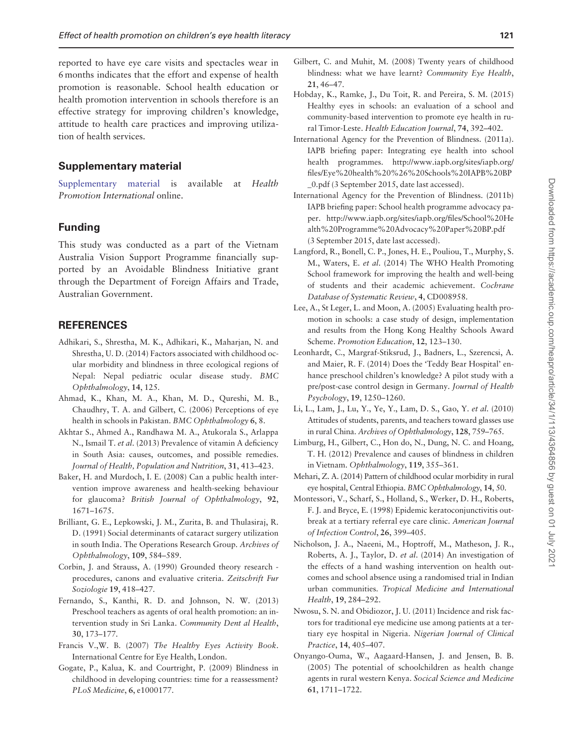reported to have eye care visits and spectacles wear in 6 months indicates that the effort and expense of health promotion is reasonable. School health education or health promotion intervention in schools therefore is an effective strategy for improving children's knowledge, attitude to health care practices and improving utilization of health services.

## Supplementary material

Supplementary material is available at *Health Promotion International* online.

## Funding

This study was conducted as a part of the Vietnam Australia Vision Support Programme financially supported by an Avoidable Blindness Initiative grant through the Department of Foreign Affairs and Trade, Australian Government.

## REFERENCES

Adhikari, S., Shrestha, M. K., Adhikari, K., Maharjan, N. and Shrestha, U. D. (2014) Factors associated with childhood ocular morbidity and blindness in three ecological regions of Nepal: Nepal pediatric ocular disease study. *BMC Ophthalmology*, **14**, 125.

Ahmad, K., Khan, M. A., Khan, M. D., Qureshi, M. B., Chaudhry, T. A. and Gilbert, C. (2006) Perceptions of eye health in schools in Pakistan. *BMC Ophthalmology* **6**, 8.

Akhtar S., Ahmed A., Randhawa M. A., Atukorala S., Arlappa N., Ismail T. *et al*. (2013) Prevalence of vitamin A deficiency in South Asia: causes, outcomes, and possible remedies. *Journal of Health, Population and Nutrition*, **31**, 413–423.

Baker, H. and Murdoch, I. E. (2008) Can a public health intervention improve awareness and health-seeking behaviour for glaucoma? *British Journal of Ophthalmology*, **92**, 1671–1675.

Brilliant, G. E., Lepkowski, J. M., Zurita, B. and Thulasiraj, R. D. (1991) Social determinants of cataract surgery utilization in south India. The Operations Research Group. *Archives of Ophthalmology*, **109**, 584–589.

Corbin, J. and Strauss, A. (1990) Grounded theory research - procedures, canons and evaluative criteria. *Zeitschrift Fur Soziologie* **19**, 418–427.

Fernando, S., Kanthi, R. D. and Johnson, N. W. (2013) Preschool teachers as agents of oral health promotion: an intervention study in Sri Lanka. *Community Dent al Health*, **30**, 173–177.

Francis V.,W. B. (2007) *The Healthy Eyes Activity Book*. International Centre for Eye Health, London.

Gogate, P., Kalua, K. and Courtright, P. (2009) Blindness in childhood in developing countries: time for a reassessment? *PLoS Medicine*, **6**, e1000177.

Gilbert, C. and Muhit, M. (2008) Twenty years of childhood blindness: what we have learnt? *Community Eye Health*, **21**, 46–47.

Hobday, K., Ramke, J., Du Toit, R. and Pereira, S. M. (2015) Healthy eyes in schools: an evaluation of a school and community-based intervention to promote eye health in rural Timor-Leste. *Health Education Journal*, **74**, 392–402.

International Agency for the Prevention of Blindness. (2011a). IAPB briefing paper: Integrating eye health into school health programmes. http://www.iapb.org/sites/iapb.org/files/Eye%20health%20%26%20Schools%20IAPB%20BP_0.pdf (3 September 2015, date last accessed).

International Agency for the Prevention of Blindness. (2011b) IAPB briefing paper: School health programme advocacy paper. http://www.iapb.org/sites/iapb.org/files/School%20Health%20Programme%20Advocacy%20Paper%20BP.pdf (3 September 2015, date last accessed).

Langford, R., Bonell, C. P., Jones, H. E., Pouliou, T., Murphy, S. M., Waters, E. *et al*. (2014) The WHO Health Promoting School framework for improving the health and well-being of students and their academic achievement. *Cochrane Database of Systematic Review*, **4**, CD008958.

Lee, A., St Leger, L. and Moon, A. (2005) Evaluating health promotion in schools: a case study of design, implementation and results from the Hong Kong Healthy Schools Award Scheme. *Promotion Education*, **12**, 123–130.

Leonhardt, C., Margraf-Stiksrud, J., Badners, L., Szerencsi, A. and Maier, R. F. (2014) Does the 'Teddy Bear Hospital' enhance preschool children's knowledge? A pilot study with a pre/post-case control design in Germany. *Journal of Health Psychology*, **19**, 1250–1260.

Li, L., Lam, J., Lu, Y., Ye, Y., Lam, D. S., Gao, Y. *et al*. (2010) Attitudes of students, parents, and teachers toward glasses use in rural China. *Archives of Ophthalmology*, **128**, 759–765.

Limburg, H., Gilbert, C., Hon do, N., Dung, N. C. and Hoang, T. H. (2012) Prevalence and causes of blindness in children in Vietnam. *Ophthalmology*, **119**, 355–361.

Mehari, Z. A. (2014) Pattern of childhood ocular morbidity in rural eye hospital, Central Ethiopia. *BMC Ophthalmology*, **14**, 50.

Montessori, V., Scharf, S., Holland, S., Werker, D. H., Roberts, F. J. and Bryce, E. (1998) Epidemic keratoconjunctivitis outbreak at a tertiary referral eye care clinic. *American Journal of Infection Control*, **26**, 399–405.

Nicholson, J. A., Naeeni, M., Hoptroff, M., Matheson, J. R., Roberts, A. J., Taylor, D. *et al*. (2014) An investigation of the effects of a hand washing intervention on health outcomes and school absence using a randomised trial in Indian urban communities. *Tropical Medicine and International Health*, **19**, 284–292.

Nwosu, S. N. and Obidiozor, J. U. (2011) Incidence and risk factors for traditional eye medicine use among patients at a tertiary eye hospital in Nigeria. *Nigerian Journal of Clinical Practice*, **14**, 405–407.

Onyango-Ouma, W., Aagaard-Hansen, J. and Jensen, B. B. (2005) The potential of schoolchildren as health change agents in rural western Kenya. *Socical Science and Medicine* **61**, 1711–1722.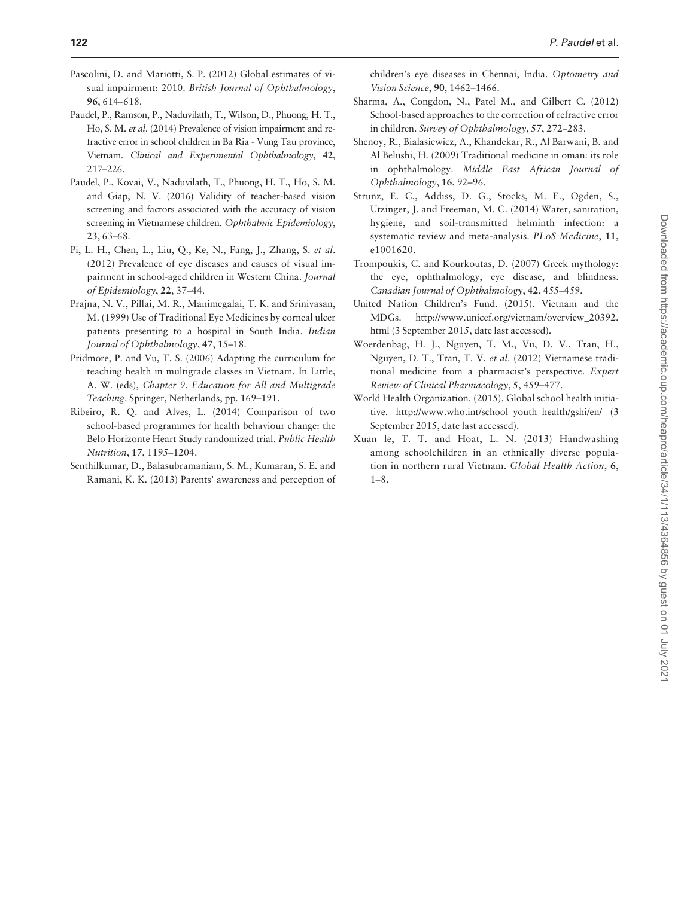Pascolini, D. and Mariotti, S. P. (2012) Global estimates of visual impairment: 2010. *British Journal of Ophthalmology*, **96**, 614–618.

Paudel, P., Ramson, P., Naduvilath, T., Wilson, D., Phuong, H. T., Ho, S. M. *et al*. (2014) Prevalence of vision impairment and refractive error in school children in Ba Ria - Vung Tau province, Vietnam. *Clinical and Experimental Ophthalmology*, **42**, 217–226.

Paudel, P., Kovai, V., Naduvilath, T., Phuong, H. T., Ho, S. M. and Giap, N. V. (2016) Validity of teacher-based vision screening and factors associated with the accuracy of vision screening in Vietnamese children. *Ophthalmic Epidemiology*, **23**, 63–68.

Pi, L. H., Chen, L., Liu, Q., Ke, N., Fang, J., Zhang, S. *et al*. (2012) Prevalence of eye diseases and causes of visual impairment in school-aged children in Western China. *Journal of Epidemiology*, **22**, 37–44.

Prajna, N. V., Pillai, M. R., Manimegalai, T. K. and Srinivasan, M. (1999) Use of Traditional Eye Medicines by corneal ulcer patients presenting to a hospital in South India. *Indian Journal of Ophthalmology*, **47**, 15–18.

Pridmore, P. and Vu, T. S. (2006) Adapting the curriculum for teaching health in multigrade classes in Vietnam. In Little, A. W. (eds), *Chapter 9. Education for All and Multigrade Teaching*. Springer, Netherlands, pp. 169–191.

Ribeiro, R. Q. and Alves, L. (2014) Comparison of two school-based programmes for health behaviour change: the Belo Horizonte Heart Study randomized trial. *Public Health Nutrition*, **17**, 1195–1204.

Senthilkumar, D., Balasubramaniam, S. M., Kumaran, S. E. and Ramani, K. K. (2013) Parents' awareness and perception of children's eye diseases in Chennai, India. *Optometry and Vision Science*, **90**, 1462–1466.

Sharma, A., Congdon, N., Patel M., and Gilbert C. (2012) School-based approaches to the correction of refractive error in children. *Survey of Ophthalmology*, **57**, 272–283.

Shenoy, R., Bialasiewicz, A., Khandekar, R., Al Barwani, B. and Al Belushi, H. (2009) Traditional medicine in oman: its role in ophthalmology. *Middle East African Journal of Ophthalmology*, **16**, 92–96.

Strunz, E. C., Addiss, D. G., Stocks, M. E., Ogden, S., Utzinger, J. and Freeman, M. C. (2014) Water, sanitation, hygiene, and soil-transmitted helminth infection: a systematic review and meta-analysis. *PLoS Medicine*, **11**, e1001620.

Trompoukis, C. and Kourkoutas, D. (2007) Greek mythology: the eye, ophthalmology, eye disease, and blindness. *Canadian Journal of Ophthalmology*, **42**, 455–459.

United Nation Children's Fund. (2015). Vietnam and the MDGs. http://www.unicef.org/vietnam/overview_20392.html (3 September 2015, date last accessed).

Woerdenbag, H. J., Nguyen, T. M., Vu, D. V., Tran, H., Nguyen, D. T., Tran, T. V. *et al*. (2012) Vietnamese traditional medicine from a pharmacist's perspective. *Expert Review of Clinical Pharmacology*, **5**, 459–477.

World Health Organization. (2015). Global school health initiative. http://www.who.int/school_youth_health/gshi/en/ (3 September 2015, date last accessed).

Xuan le, T. T. and Hoat, L. N. (2013) Handwashing among schoolchildren in an ethnically diverse population in northern rural Vietnam. *Global Health Action*, **6**, 1–8.